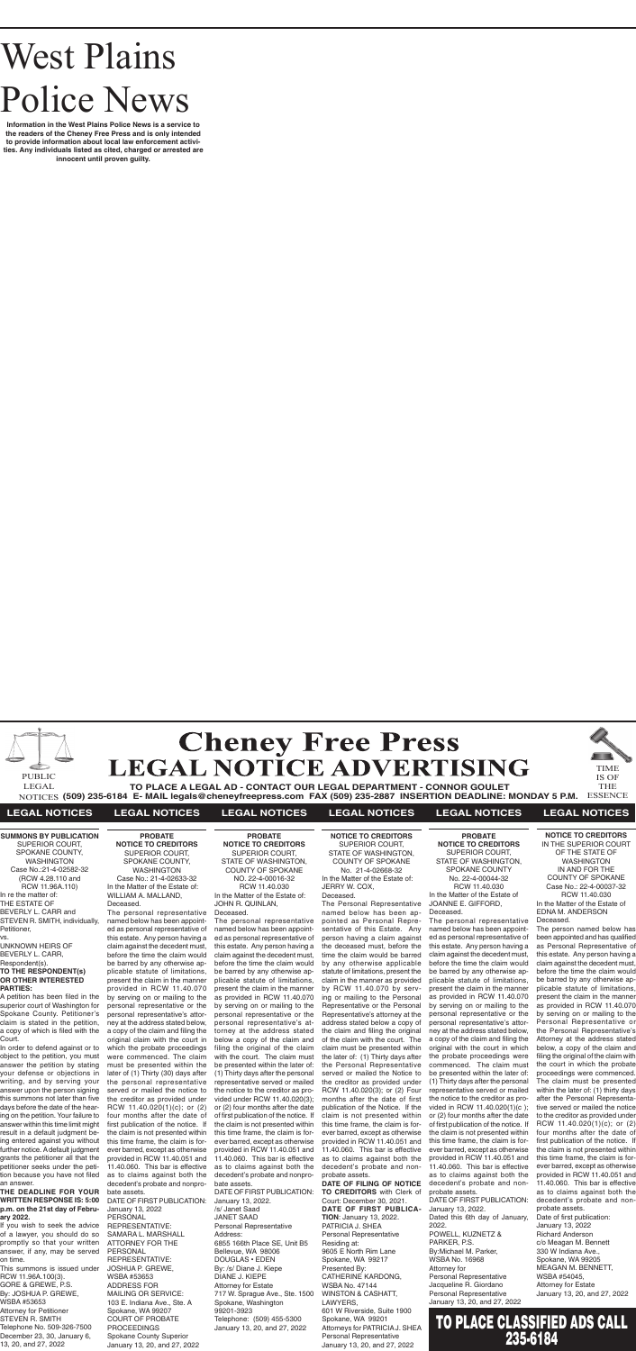# West Plains Police News

**Information in the West Plains Police News is a service to the readers of the Cheney Free Press and is only intended to provide information about local law enforcement activities. Any individuals listed as cited, charged or arrested are innocent until proven guilty.**

# Cheney Free Press LEGAL NOTICE ADVERTISING

PUBLIC LEGAL NOTICES

TIME IS OF THE ESSENCE

**TO PLACE A LEGAL AD - CONTACT OUR LEGAL DEPARTMENT - CONNOR GOULET (509) 235-6184 E- MAIL legals@cheneyfreepress.com FAX (509) 235-2887 INSERTION DEADLINE: MONDAY 5 P.M.**

## LEGAL NOTICES

**SUMMONS BY PUBLICATION**
SUPERIOR COURT, SPOKANE COUNTY, WASHINGTON
Case No.:21-4-02582-32
(RCW 4.28.110 and RCW 11.96A.110)
In re the matter of:
THE ESTATE OF BEVERLY L. CARR and STEVEN R. SMITH, individually, Petitioner,
vs.
UNKNOWN HEIRS OF BEVERLY L. CARR, Respondent(s).
**TO THE RESPONDENT(s) OR OTHER INTERESTED PARTIES:**
A petition has been filed in the superior court of Washington for Spokane County. Petitioner's claim is stated in the petition, a copy of which is filed with the Court.
In order to defend against or to object to the petition, you must answer the petition by stating your defense or objections in writing, and by serving your answer upon the person signing this summons not later than five days before the date of the hearing on the petition. Your failure to answer within this time limit might result in a default judgment being entered against you without further notice. A default judgment grants the petitioner all that the petitioner seeks under the petition because you have not filed an answer.
**THE DEADLINE FOR YOUR WRITTEN RESPONSE IS: 5:00 p.m. on the 21st day of February 2022.**
If you wish to seek the advice of a lawyer, you should do so promptly so that your written answer, if any, may be served on time.
This summons is issued under RCW 11.96A.100(3).
GORE & GREWE, P.S.
By: JOSHUA P. GREWE, WSBA #53653
Attorney for Petitioner
STEVEN R. SMITH
Telephone No. 509-326-7500
December 23, 30, January 6, 13, 20, and 27, 2022

**PROBATE NOTICE TO CREDITORS**
SUPERIOR COURT, SPOKANE COUNTY, WASHINGTON
Case No.: 21-4-02633-32
In the Matter of the Estate of:
WILLIAM A. MALLAND, Deceased.
The personal representative named below has been appointed as personal representative of this estate. Any person having a claim against the decedent must, before the time the claim would be barred by any otherwise applicable statute of limitations, present the claim in the manner provided in RCW 11.40.070 by serving on or mailing to the personal representative or the personal representative's attorney at the address stated below, a copy of the claim and filing the original claim with the court in which the probate proceedings were commenced. The claim must be presented within the later of (1) Thirty (30) days after the personal representative served or mailed the notice to the creditor as provided under RCW 11.40.020(1)(c); or (2) four months after the date of first publication of the notice. If the claim is not presented within this time frame, the claim is forever barred, except as otherwise provided in RCW 11.40.051 and 11.40.060. This bar is effective as to claims against both the decedent's probate and nonprobate assets.
DATE OF FIRST PUBLICATION: January 13, 2022
PERSONAL REPRESENTATIVE: SAMARA L. MARSHALL
ATTORNEY FOR THE PERSONAL REPRESENTATIVE: JOSHUA P. GREWE, WSBA #53653
ADDRESS FOR MAILING OR SERVICE: 103 E. Indiana Ave., Ste. A Spokane, WA 99207
COURT OF PROBATE PROCEEDINGS
Spokane County Superior
January 13, 20, and 27, 2022

**PROBATE NOTICE TO CREDITORS**
SUPERIOR COURT, STATE OF WASHINGTON, COUNTY OF SPOKANE
NO. 22-4-00016-32
RCW 11.40.030
In the Matter of the Estate of:
JOHN R. QUINLAN, Deceased.
The personal representative named below has been appointed as personal representative of this estate. Any person having a claim against the decedent must, before the time the claim would be barred by any otherwise applicable statute of limitations, present the claim in the manner as provided in RCW 11.40.070 by serving on or mailing to the personal representative or the personal representative's attorney at the address stated below a copy of the claim and filing the original of the claim with the court. The claim must be presented within the later of: (1) Thirty days after the personal representative served or mailed the notice to the creditor as provided under RCW 11.40.020(3); or (2) four months after the date of first publication of the notice. If the claim is not presented within this time frame, the claim is forever barred, except as otherwise provided in RCW 11.40.051 and 11.40.060. This bar is effective as to claims against both the decedent's probate and nonprobate assets.
DATE OF FIRST PUBLICATION: January 13, 2022.
/s/ Janet Saad
JANET SAAD
Personal Representative
Address:
6855 166th Place SE, Unit B5
Bellevue, WA 98006
DOUGLAS • EDEN
By: /s/ Diane J. Kiepe
DIANE J. KIEPE
Attorney for Estate
717 W. Sprague Ave., Ste. 1500
Spokane, Washington 99201-3923
Telephone: (509) 455-5300
January 13, 20, and 27, 2022

**NOTICE TO CREDITORS**
SUPERIOR COURT, STATE OF WASHINGTON, COUNTY OF SPOKANE
No. 21-4-02668-32
In the Matter of the Estate of:
JERRY W. COX, Deceased.
The Personal Representative named below has been appointed as Personal Representative of this Estate. Any person having a claim against the deceased must, before the time the claim would be barred by any otherwise applicable statute of limitations, present the claim in the manner as provided by RCW 11.40.070 by serving or mailing to the Personal Representative or the Personal Representative's attorney at the address stated below a copy of the claim and filing the original of the claim with the court. The claim must be presented within the later of: (1) Thirty days after the Personal Representative served or mailed the Notice to the creditor as provided under RCW 11.40.020(3); or (2) Four months after the date of first publication of the Notice. If the claim is not presented within this time frame, the claim is forever barred, except as otherwise provided in RCW 11.40.051 and 11.40.060. This bar is effective as to claims against both the decedent's probate and non-probate assets.
**DATE OF FILING OF NOTICE TO CREDITORS** with Clerk of Court: December 30, 2021.
**DATE OF FIRST PUBLICATION**: January 13, 2022.
PATRICIA J. SHEA
Personal Representative
Residing at:
9605 E North Rim Lane
Spokane, WA 99217
Presented By:
CATHERINE KARDONG, WSBA No. 47144
WINSTON & CASHATT, LAWYERS,
601 W Riverside, Suite 1900
Spokane, WA 99201
Attorneys for PATRICIA J. SHEA
Personal Representative
January 13, 20, and 27, 2022

**PROBATE NOTICE TO CREDITORS**
SUPERIOR COURT, STATE OF WASHINGTON, SPOKANE COUNTY
No. 22-4-00044-32
RCW 11.40.030
In the Matter of the Estate of
JOANNE E. GIFFORD, Deceased.
The personal representative named below has been appointed as personal representative of this estate. Any person having a claim against the decedent must, before the time the claim would be barred by any otherwise applicable statute of limitations, present the claim in the manner as provided in RCW 11.40.070 by serving on or mailing to the personal representative or the personal representative's attorney at the address stated below, a copy of the claim and filing the original with the court in which the probate proceedings were commenced. The claim must be presented within the later of: (1) Thirty days after the personal representative served or mailed the notice to the creditor as provided in RCW 11.40.020(1)(c ); or (2) four months after the date of first publication of the notice. If the claim is not presented within this time frame, the claim is forever barred, except as otherwise provided in RCW 11.40.051 and 11.40.060. This bar is effective as to claims against both the decedent's probate and non-probate assets.
DATE OF FIRST PUBLICATION: January 13, 2022.
Dated this 6th day of January, 2022.
POWELL, KUZNETZ & PARKER, P.S.
By:Michael M. Parker, WSBA No. 16968
Attorney for Personal Representative
Jacqueline R. Giordano
Personal Representative
January 13, 20, and 27, 2022

**NOTICE TO CREDITORS**
IN THE SUPERIOR COURT OF THE STATE OF WASHINGTON IN AND FOR THE COUNTY OF SPOKANE
Case No.: 22-4-00037-32
RCW 11.40.030
In the Matter of the Estate of
EDNA M. ANDERSON Deceased.
The person named below has been appointed and has qualified as Personal Representative of this estate. Any person having a claim against the decedent must, before the time the claim would be barred by any otherwise applicable statute of limitations, present the claim in the manner as provided in RCW 11.40.070 by serving on or mailing to the Personal Representative or the Personal Representative's Attorney at the address stated below, a copy of the claim and filing the original of the claim with the court in which the probate proceedings were commenced. The claim must be presented within the later of: (1) thirty days after the Personal Representative served or mailed the notice to the creditor as provided under RCW 11.40.020(1)(c); or (2) four months after the date of first publication of the notice. If the claim is not presented within this time frame, the claim is forever barred, except as otherwise provided in RCW 11.40.051 and 11.40.060. This bar is effective as to claims against both the decedent's probate and non-probate assets.
Date of first publication: January 13, 2022
Richard Anderson
c/o Meagan M. Bennett
330 W Indiana Ave., Spokane, WA 99205
MEAGAN M. BENNETT, WSBA #54045,
Attorney for Estate
January 13, 20, and 27, 2022

**TO PLACE CLASSIFIED ADS CALL 235-6184**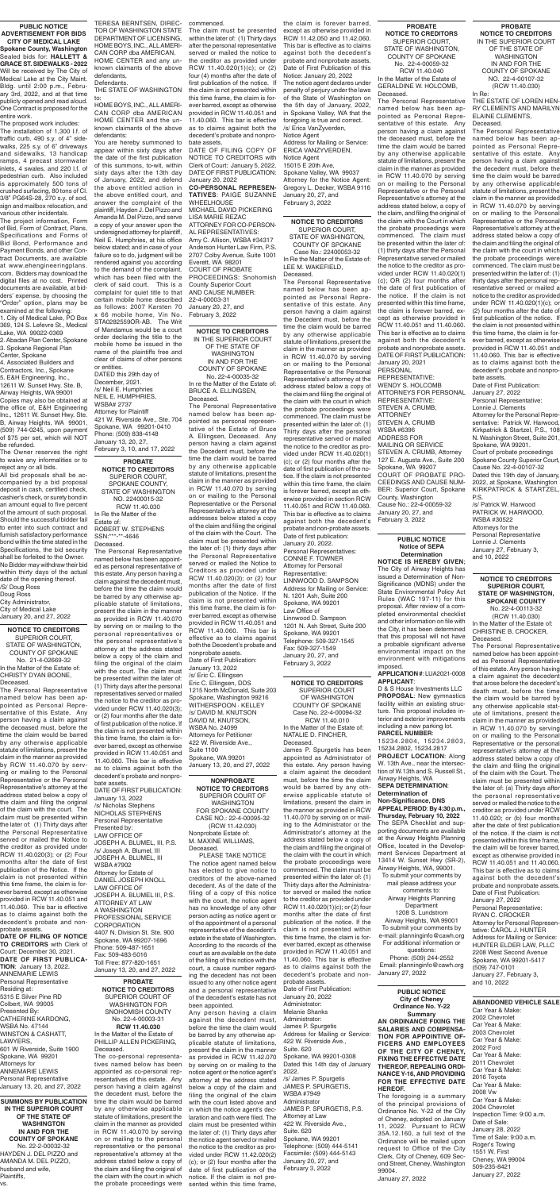## PUBLIC NOTICE ADVERTISEMENT FOR BIDS CITY OF MEDICAL LAKE Spokane County, Washington

Sealed bids for: **HALLETT & GRACE ST. SIDEWALKS - 2022** Will be received by The City of Medical Lake at the City Maint. Bldg. until 2:00 p.m., February 3rd, 2022, and at that time publicly opened and read aloud. One Contract is proposed for the entire work.

The proposed work includes: The installation of 1,300 l.f. of traffic curb, 490 s.y. of 4" sidewalks, 225 s.y. of 6" driveways and sidewalks, 13 handicap ramps, 4 precast stormwater inlets, 4 swales, and 220 l.f. of pedestrian curb. Also included is approximately 500 tons of crushed surfacing, 80 tons of Cl. 3/8" PG64S-28, 270 s.y. of sod, sign and mailbox relocation, and various other incidentals.

The project information, Form of Bid, Form of Contract, Plans, Specifications and Forms of Bid Bond, Performance and Payment Bonds, and other Contract Documents, are available at www.ehenginee ringplans.com. Bidders may download the digital files at no cost. Printed documents are available, at bidders' expense, by choosing the "Order" option, plans may be examined at the following:

1. City of Medical Lake, PO Box 369, 124 S. Lefevre St., Medical Lake, WA 99022-0369
2. Abadan Plan Center, Spokane
3. Spokane Regional Plan Center, Spokane
4. Associated Builders and Contractors, Inc., Spokane
5. E&H Engineering, Inc., 12611 W. Sunset Hwy. Ste. B, Airway Heights, WA 99001

Copies may also be obtained at the office of, E&H Engineering Inc., 12611 W. Sunset Hwy. Ste. B, Airway Heights, WA 99001, (509) 744-0245, upon payment of $75 per set, which will NOT be refunded.

The Owner reserves the right to waive any informalities or to reject any or all bids.

All bid proposals shall be accompanied by a bid proposal deposit in cash, certified check, cashier's check, or surety bond in an amount equal to five percent of the amount of such proposal. Should the successful bidder fail to enter into such contract and furnish satisfactory performance bond within the time stated in the Specifications, the bid security shall be forfeited to the Owner. No Bidder may withdraw their bid within thirty days of the actual date of the opening thereof.

/S/ Doug Ross
Doug Ross
City Administrator,
City of Medical Lake
January 20, and 27, 2022

---

## NOTICE TO CREDITORS

SUPERIOR COURT, STATE OF WASHINGTON, COUNTY OF SPOKANE No. 21-4-02669-32
In the Matter of the Estate of: CHRISTY DYAN BOONE, Deceased.

The Personal Representative named below has been appointed as Personal Representative of this Estate. Any person having a claim against the deceased must, before the time the claim would be barred by any otherwise applicable statute of limitations, present the claim in the manner as provided by RCW 11.40.070 by serving on or mailing to the Personal Representative or the Personal Representative's attorney at the address stated below a copy of the claim and filing the original of the claim with the court. The claim must be presented within the later of: (1) Thirty days after the Personal Representative served or mailed the Notice to the creditor as provided under RCW 11.40.020(3); or (2) four months after the date of first publication of the Notice. If the claim is not presented within this time frame, the claim is forever barred, except as otherwise provided in RCW 11.40.051 and 11.40.060. This bar is effective as to claims against both the decedent's probate and nonprobate assets.

**DATE OF FILING OF NOTICE TO CREDITORS** with Clerk of Court: December 30, 2021.
**DATE OF FIRST PUBLICATION**: January 13, 2022.
ANNEMARIE LEWIS
Personal Representative
Residing at:
5315 E Silver Pine Rd
Colbert, WA 99005
Presented By:
CATHERINE KARDONG,
WSBA No. 47144
WINSTON & CASHATT, LAWYERS,
601 W Riverside, Suite 1900
Spokane, WA 99201
Attorneys for
ANNEMARIE LEWIS
Personal Representative
January 13, 20, and 27, 2022

---

## SUMMONS BY PUBLICATION IN THE SUPERIOR COURT OF THE STATE OF WASHINGTON IN AND FOR THE COUNTY OF SPOKANE

No. 22-2-00032-32
HAYDEN J. DEL PIZZO and AMANDA M. DEL PIZZO, husband and wife, Plaintiffs,
vs.
TERESA BERNTSEN, DIRECTOR OF WASHINGTON STATE DEPARTMENT OF LICENSING, HOME BOYS, INC., ALL AMERICAN CORP dba AMERICAN HOME CENTER and any unknown claimants of the above defendants, Defendants.
THE STATE OF WASHINGTON to:
HOME BOYS, INC., ALL AMERICAN CORP dba AMERICAN HOME CENTER and the unknown claimants of the above defendants:

You are hereby summoned to appear within sixty days after the date of the first publication of this summons, to-wit, within sixty days after the 13th day of January, 2022, and defend the above entitled action in the above entitled court, and answer the complaint of the plaintiff, Hayden J. Del Pizzo and Amanda M. Del Pizzo, and serve a copy of your answer upon the undersigned attorney for plaintiff, Neil E. Humphries, at his office below stated; and in case of your failure so to do, judgment will be rendered against you according to the demand of the complaint, which has been filed with the clerk of said court. This is a complaint for quiet title to that certain mobile home described as follows: 2007 Karsten 70 x 66 mobile home, Vin No. STKA02550OR-AB. The Writ of Mandamus would be a court order declaring the title to the mobile home be issued in the name of the plaintiffs free and clear of claims of other persons or entities.

DATED this 29th day of December, 2021.
/s/ Neil E. Humphries
NEIL E. HUMPHRIES, WSBA# 2737
Attorney for Plaintiff
421 W. Riverside Ave., Ste. 704
Spokane, WA 99201-0410
Phone: (509) 838-4148
January 13, 20, 27, February 3, 10, and 17, 2022

---

## PROBATE NOTICE TO CREDITORS

SUPERIOR COURT, SPOKANE COUNTY, STATE OF WASHINGTON
No. 22400015-32
RCW 11.40.030
In Re the Matter of the Estate of:
ROBERT W. STEPHENS
SSN:\*\*\*-\*\*-4646
Deceased.

The Personal Representative named below has been appointed as personal representative of this estate. Any person having a claim against the decedent must, before the time the claim would be barred by any otherwise applicable statute of limitations, present the claim in the manner as provided in RCW 11.40.070 by serving on or mailing to the personal representatives or the personal representative's attorney at the address stated below a copy of the claim and filing the original of the claim with the court. The claim must be presented within the later of: (1) Thirty days after the personal representatives served or mailed the notice to the creditor as provided under RCW 11.40.020(3); or (2) four months after the date of first publication of the notice. If the claim is not presented within this time frame, the claim is forever barred, except as otherwise provided in RCW 11.40.051 and 11.40.060. This bar is effective as to claims against both the decedent's probate and nonprobate assets.

DATE OF FIRST PUBLICATION: January 13, 2022
/s/ Nicholas Stephens
Personal Representative
Presented by:
LAW OFFICE OF JOSEPH A. BLUMEL, III, P.S.
/s/ Joseph A. Blumel, III
JOSEPH A. BLUMEL, III
WSBA #7902
Attorney for Estate of DANIEL JOSEPH KNOLL
LAW OFFICE OF JOSEPH A. BLUMEL III, P.S.
ATTORNEY AT LAW
A WASHINGTON PROFESSIONAL SERVICE CORPORATION
4407 N. Division St. Ste. 900
Spokane, WA 99207-1696
Phone: 509-487-1651
Fax: 509-483-5016
Toll Free: 877-820-1651
January 13, 20, and 27, 2022

---

## PROBATE NOTICE TO CREDITORS

SUPERIOR COURT OF WASHINGTON FOR SNOHOMISH COUNTY
No. 22-4-00003-31
**RCW 11.40.030**
In the Matter of the Estate of PHILLIP ALLEN PICKERING, Deceased.

The co-personal representatives named below has been appointed as co-personal representatives of this estate. Any person having a claim against the decedent must, before the time the claim would be barred by any otherwise applicable statute of limitations, present the claim in the manner as provided in RCW 11.40.070 by serving on or mailing to the personal representative or the personal representative's attorney at the address stated below a copy of the claim and filing the original of the claim with the court in which the probate proceedings were commenced. The claim must be presented within the later of: (1) Thirty days after the personal representative served or mailed the notice to the creditor as provided under RCW 11.40.020(1)(c); or (2) four (4) months after the date of first publication of the notice. If the claim is not presented within this time frame, the claim is forever barred, except as otherwise provided in RCW 11.40.051 and 11.40.060. This bar is effective as to claims against both the decedent's probate and nonprobate assets.

DATE OF FILING COPY OF NOTICE TO CREDITORS with Clerk of Court: January 5, 2022
DATE OF FIRST PUBLICATION: January 20, 2022
**CO-PERSONAL REPRESENTATIVES**: PAIGE SUZANNE WHEELHOUSE
MICHAEL DAVID PICKERING
LISA MARIE REZAC
ATTORNEY FOR CO-PERSONAL REPRESENTATIVES:
Amy C. Allison, WSBA #34317
Anderson Hunter Law Firm, P.S.
2707 Colby Avenue, Suite 1001
Everett, WA 98201
COURT OF PROBATE PROCEEDINGS: Snohomish County Superior Court
AND CAUSE NUMBER: 22-4-00003-31
January 20, 27, and February 3, 2022

---

## NOTICE TO CREDITORS

IN THE SUPERIOR COURT OF THE STATE OF WASHINGTON IN AND FOR THE COUNTY OF SPOKANE
No. 22-4-00035-32
In re the Matter of the Estate of: BRUCE A. ELLINGSEN, Deceased.

The Personal Representative named below has been appointed as personal representative of the Estate of Bruce A. Ellingsen, Deceased. Any person having a claim against the Decedent must, before the time the claim would be barred by any otherwise applicable statute of limitations, present the claim in the manner as provided in RCW 11.40.070 by serving on or mailing to the Personal Representative or the Personal Representative's attorney at the addresses below stated a copy of the claim and filing the original of the claim with the Court. The claim must be presented within the later of: (1) thirty days after the Personal Representative served or mailed Notice to Creditors as provided under RCW 11.40.020(3); or (2) four months after the date of first publication of the Notice. If the claim is not presented within this time frame, the claim is forever barred, except as otherwise provided in RCW 11.40.051 and RCW 11.40.060. This bar is effective as to claims against both the Decedent's probate and nonprobate assets.

Date of First Publication: January 13, 2022
/s/ Eric C. Ellingsen
Eric C. Ellingsen, DDS
1215 North McDonald, Suite 203
Spokane, Washington 99216
WITHERSPOON · KELLEY
/s/ DAVID M. KNUTSON
DAVID M. KNUTSON, WSBA No. 24099
Attorneys for Petitioner
422 W. Riverside Ave., Suite 1100
Spokane, WA 99201
January 13, 20, and 27, 2022

---

## NONPROBATE NOTICE TO CREDITORS

SUPERIOR COURT OF WASHINGTON FOR SPOKANE COUNTY
CASE NO.: 22-4-00095-32 (RCW 11.42.030)
Nonprobate Estate of: M. MAXINE WILLIAMS, Deceased.

PLEASE TAKE NOTICE

The notice agent named below has elected to give notice to creditors of the above-named decedent. As of the date of the filing of a copy of this notice with the court, the notice agent has no knowledge of any other person acting as notice agent or of the appointment of a personal representative of the decedent's estate in the state of Washington. According to the records of the court as are available on the date of the filing of this notice with the court, a cause number regarding the decedent has not been issued to any other notice agent and a personal representative of the decedent's estate has not been appointed.

Any person having a claim against the decedent must, before the time the claim would be barred by any otherwise applicable statute of limitations, present the claim in the manner as provided in RCW 11.42.070 by serving on or mailing to the notice agent or the notice agent's attorney at the address stated below a copy of the claim and filing the original of the claim with the court listed above and in which the notice agent's declaration and oath were filed. The claim must be presented within the later of: (1) Thirty days after the notice agent served or mailed the notice to the creditor as provided under RCW 11.42.020(2)(c); or (2) four months after the date of first publication of the notice. If the claim is not presented within this time frame, the claim is forever barred, except as otherwise provided in RCW 11.42.050 and 11.42.060. This bar is effective as to claims against both the decedent's probate and nonprobate assets.

Date of First Publication of this Notice: January 20, 2022

The notice agent declares under penalty of perjury under the laws of the State of Washington on the 5th day of January, 2022, in Spokane Valley, WA that the foregoing is true and correct.

/s/ Erica VanZyverden, Notice Agent
Address for Mailing or Service:
ERICA VANZYVERDEN, Notice Agent
15015 E 20th Ave,
Spokane Valley, WA 99037
Attorney for the Notice Agent:
Gregory L. Decker, WSBA 9116
January 20, 27, and February 3, 2022

---

## NOTICE TO CREDITORS

SUPERIOR COURT, STATE OF WASHINGTON, COUNTY OF SPOKANE
Case No.: 22400053-32
In Re the Matter of the Estate of: LEE M. WAKEFIELD, Deceased.

The Personal Representative named below has been appointed as Personal Representative of this estate. Any person having a claim against the Decedent must, before the time the claim would be barred by any otherwise applicable statute of limitations, present the claim in the manner as provided in RCW 11.40.070 by serving on or mailing to the Personal Representative or the Personal Representative's attorney at the address stated below a copy of the claim and filing the original of the claim with the court in which the probate proceedings were commenced. The claim must be presented within the later of: (1) Thirty days after the personal representative served or mailed the notice to the creditor as provided under RCW 11.40.020(1)(c); or (2) four months after the date of first publication of the notice. If the claim is not presented within this time frame, the claim is forever barred, except as otherwise provided in section RCW 11.40.051 and RCW 11.40.060. This bar is effective as to claims against both the decedent's probate and non-probate assets.

Date of first publication: January 20, 2022.
Personal Representatives:
CONNIE F. TOWNER
Attorney for Personal Representative:
LINNWOOD D. SAMPSON
Address for Mailing or Service:
N. 1201 Ash, Suite 200
Spokane, WA 99201
Law Office of Linnwood D. Sampson
1201 N. Ash Street, Suite 200
Spokane, WA 99201
Telephone: 509-327-1545
Fax: 509-327-1549
January 20, 27, and February 3, 2022

---

## NOTICE TO CREDITORS

SUPERIOR COURT OF WASHINGTON COUNTY OF SPOKANE
Case No. 22-4-00094-32
RCW 11.40.010
In the Matter of the Estate of: NATALIE D. FINCHER, Deceased.

James P. Spurgetis has been appointed as Administrator of this estate. Any person having a claim against the decedent must, before the time the claim would be barred by any otherwise applicable statute of limitations, present the claim in the manner as provided in RCW 11.40.070 by serving on or mailing to the Administrator or the Administrator's attorney at the address stated below a copy of the claim and filing the original of the claim with the court in which the probate proceedings were commenced. The claim must be presented within the later of: (1) Thirty days after the Administrator served or mailed the notice to the creditor as provided under RCW 11.40.020(1)(c); or (2) four months after the date of first publication of the notice. If the claim is not presented within this time frame, the claim is forever barred, except as otherwise provided in RCW 11.40.051 and 11.40.060. This bar is effective as to claims against both the decedent's probate and nonprobate assets.

Date of First Publication: January 20, 2022
Administrator: Melanie Shanks
Administrator: James P. Spurgetis
Address for Mailing or Service: 422 W. Riverside Ave., Suite 620
Spokane, WA 99201-0308
Dated this 14th day of January 2022.
/s/ James P. Spurgetis
JAMES P. SPURGETIS, WSBA #7949
Administrator
JAMES P. SPURGETIS, P.S.
Attorney at Law
422 W. Riverside Ave., Suite 620
Spokane, WA 99201
Telephone: (509) 444-5141
Facsimile: (509) 444-5143
January 20, 27, and February 3, 2022

---

## PROBATE NOTICE TO CREDITORS

SUPERIOR COURT, STATE OF WASHINGTON, COUNTY OF SPOKANE
No. 22-4-00059-32
RCW 11.40.040
In the Matter of the Estate of GERALDINE W. HOLCOMB, Deceased.

The Personal Representative named below has been appointed as Personal Representative of this estate. Any person having a claim against the deceased must, before the time the claim would be barred by any otherwise applicable statute of limitations, present the claim in the manner as provided in RCW 11.40.070 by serving on or mailing to the Personal Representative or the Personal Representative's attorney at the address stated below, a copy of the claim, and filing the original of the claim with the Court in which the probate proceedings were commenced. The claim must be presented within the later of: (1) thirty days after the Personal Representative served or mailed the notice to the creditor as provided under RCW 11.40.020(1)(c); OR (2) four months after the date of first publication of the notice. If the claim is not presented within this time frame, the claim is forever barred, except as otherwise provided in RCW 11.40.051 and 11.40.060. This bar is effective as to claims against both the decedent's probate and nonprobate assets.

DATE OF FIRST PUBLICATION: January 20, 2021
PERSONAL REPRESENTATIVE: WENDY S. HOLCOMB
ATTORNEYS FOR PERSONAL REPRESENTATIVE:
STEVEN A. CRUMB, ATTORNEY
STEVEN A. CRUMB
WSBA #6396
ADDRESS FOR MAILING OR SERVICE
STEVEN A. CRUMB, Attorney
127 E. Augusta Ave., Suite 200
Spokane, WA 99207
COURT OF PROBATE PROCEEDINGS AND CAUSE NUMBER: Superior Court, Spokane County, Washington
Cause No.: 22-4-00059-32
January 20, 27, and February 3, 2022

---

## PUBLIC NOTICE Notice of SEPA Determination

**NOTICE IS HEREBY GIVEN**; The City of Airway Heights has issued a Determination of Non-Significance (MDNS) under the State Environmental Policy Act Rules (WAC 197-11) for this proposal. After review of a completed environmental checklist and other information on file with the City, it has been determined that this proposal will not have a probable significant adverse environmental impact on the environment with mitigations imposed.

**APPLICATION #:** LUA2021-0008
**APPLICANT**: D & S House Investments LLC
**PROPOSAL**: New gymnastics facility within an existing structure. This proposal includes interior and exterior improvements including a new parking lot.
**PARCEL NUMBER**: 15234.2804, 15234.2803, 15234.2802, 15234.2817
**PROJECT LOCATION**: Along W. 13th Ave., near the intersection of W.13th and S. Russell St., Airway Heights, WA
**SEPA DETERMINATION: Determination of Non-Significance, DNS**
**APPEAL PERIOD: By 4:30 p.m., Thursday, February 10, 2022**

The SEPA Checklist and supporting documents are available at the Airway Heights Planning Office, located in the Development Services Department at 13414 W. Sunset Hwy (SR-2), Airway Heights, WA, 99001.

To submit your comments by mail please address your comments to:
Airway Heights Planning Department
1208 S. Lundstrom
Airway Heights, WA 99001
To submit your comments by e-mail: planninginfo@cawh.org
For additional information or questions:
Phone: (509) 244-2552
Email: planninginfo@cawh.org
January 27, 2022

---

## PUBLIC NOTICE City of Cheney Ordinance No. Y-22 Summary

**AN ORDINANCE FIXING THE SALARIES AND COMPENSATION FOR APPOINTIVE OFFICERS AND EMPLOYEES OF THE CITY OF CHENEY, FIXING THE EFFECTIVE DATE THEREOF, REPEALING ORDINANCE Y-16, AND PROVIDING FOR THE EFFECTIVE DATE HEREOF.**

The foregoing is a summary of the principal provisions of Ordinance No. Y-22 of the City of Cheney, adopted on January 11, 2022. Pursuant to RCW 35A.12.160, a full text of the Ordinance will be mailed upon request to Office of the City Clerk, City of Cheney, 609 Second Street, Cheney, Washington 99004.

January 27, 2022

---

## PROBATE NOTICE TO CREDITORS

IN THE SUPERIOR COURT OF THE STATE OF WASHINGTON IN AND FOR THE COUNTY OF SPOKANE
NO. 22-4-00107-32 (RCW 11.40.030)
In Re:
THE ESTATE OF LOREN HENRY CLEMENTS AND MARILYN ELAINE CLEMENTS, Deceased.

The Personal Representative named below has been appointed as Personal Representative of this estate. Any person having a claim against the decedent must, before the time the claim would be barred by any otherwise applicable statute of limitations, present the claim in the manner as provided in RCW 11.40.070 by serving on or mailing to the Personal Representative or the Personal Representative's attorney at the address stated below a copy of the claim and filing the original of the claim with the court in which the probate proceedings were commenced. The claim must be presented within the later of: (1) thirty days after the personal representative served or mailed the notice to the creditor as provided under RCW 11.40.020(1)(c); or (2) four months after the date of first publication of the notice. If the claim is not presented within this time frame, the claim is forever barred, except as otherwise provided in RCW 11.40.051 and 11.40.060. This bar is effective as to claims against both the decedent's probate and nonprobate assets.

Date of First Publication: January 27, 2022
Personal Representative: Lonnie J. Clements
Attorney for the Personal Representative: Patrick W. Harwood, Kirkpatrick & Startzel, P.S., 108 N. Washington Street, Suite 201, Spokane, WA 99201.
Court of probate proceedings Spokane County Superior Court, Cause No. 22-4-00107-32
Dated this 19th day of January, 2022, at Spokane, Washington
KIRKPATRICK & STARTZEL, P.S.
/s/ Patrick W. Harwood
PATRICK W. HARWOOD, WSBA #30522
Attorneys for the Personal Representative
Lonnie J. Clements
January 27, February 3, and 10, 2022

---

## NOTICE TO CREDITORS SUPERIOR COURT, STATE OF WASHINGTON, SPOKANE COUNTY

No. 22-4-00113-32 (RCW 11.40.030)
In the Matter of the Estate of: CHRISTINE B. CROCKER, Deceased.

The Personal Representative named below has been appointed as Personal Representative of this estate. Any person having a claim against the decedent that arose before the decedent's death must, before the time the claim would be barred by any otherwise applicable statute of limitations, present the claim in the manner as provided in RCW 11.40.070 by serving on or mailing to the personal representative or the personal representative's attorney at the address stated below a copy of the claim and filing the original of the claim with the Court. The claim must be presented within the later of: (a) Thirty days after the personal representative served or mailed the notice to the creditor as provided under RCW 11.40.020; or (b) four months after the date of first publication of the notice. If the claim is not presented within this time frame, the claim is forever barred, except as otherwise provided in RCW 11.40.051 and 11.40.060. This bar is effective as to claims against both the decedent's probate and nonprobate assets.

Date of First Publication: January 27, 2022
Personal Representative: RYAN C. CROCKER
Attorney for Personal Representative: CAROL J. HUNTER
Address for Mailing or Service:
HUNTER ELDER LAW, PLLC
2208 West Second Avenue
Spokane, WA 99201-5417
(509) 747-0101
January 27, February 3, and 10, 2022

---

## ABANDONED VEHICLE SALE

Car Year & Make: 2002 Chevrolet
Car Year & Make: 2003 Chevrolet
Car Year & Make: 2002 Ford
Car Year & Make: 2011 Chevrolet
Car Year & Make: 2016 Toyota
Car Year & Make: 2008 Vw
Car Year & Make: 2004 Chevrolet
Inspection Time: 9:00 a.m.
Date of Sale: January 28, 2022
Time of Sale: 9:00 a.m.
Roger's Towing
1551 W. First
Cheney, WA 99004
509-235-8421
January 27, 2022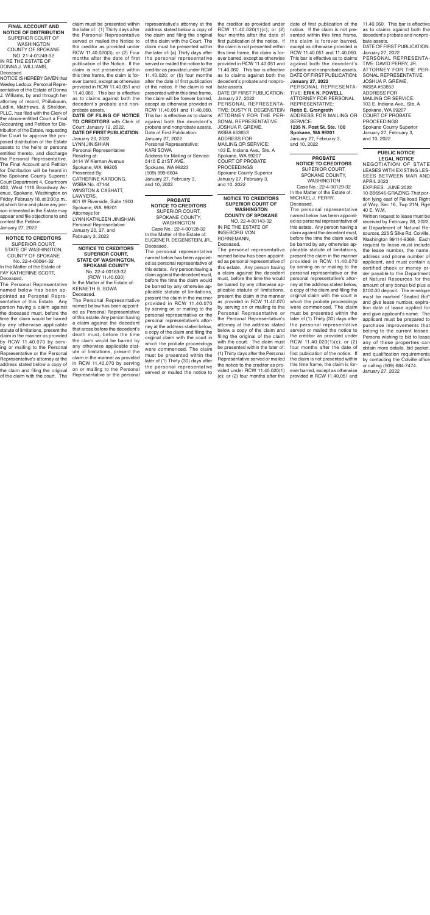**FINAL ACCOUNT AND NOTICE OF DISTRIBUTION**
SUPERIOR COURT OF WASHINGTON
COUNTY OF SPOKANE
NO. 21-4-01249-32
IN RE THE ESTATE OF DONNA J. WILLIAMS, Deceased.

NOTICE IS HEREBY GIVEN that Wesley Ledoux, Personal Representative of the Estate of Donna J. Williams, by and through her attorney of record, Phillabaum, Ledlin, Matthews, & Sheldon, PLLC, has filed with the Clerk of the above-entitled Court a Final Accounting and Petition for Distribution of the Estate, requesting the Court to approve the proposed distribution of the Estate assets to the heirs or persons entitled thereto, and discharge the Personal Representative. The Final Account and Petition for Distribution will be heard in the Spokane County Superior Court Department 4, Courtroom 403, West 1116 Broadway Avenue, Spokane, Washington on Friday, February 18, at 3:00 p.m., at which time and place any person interested in the Estate may appear and file objections to and contest the Petition.
January 27, 2022

---

**NOTICE TO CREDITORS**
SUPERIOR COURT, STATE OF WASHINGTON, COUNTY OF SPOKANE
No. 22-4-00064-32
In the Matter of the Estate of: FAY KATHERINE SCOTT, Deceased.

The Personal Representative named below has been appointed as Personal Representative of this Estate. Any person having a claim against the deceased must, before the time the claim would be barred by any otherwise applicable statute of limitations, present the claim in the manner as provided by RCW 11.40.070 by serving or mailing to the Personal Representative or the Personal Representative's attorney at the address stated below a copy of the claim and filing the original of the claim with the court. The claim must be presented within the later of: (1) Thirty days after the Personal Representative served or mailed the Notice to the creditor as provided under RCW 11.40.020(3); or (2) Four months after the date of first publication of the Notice. If the claim is not presented within this time frame, the claim is forever barred, except as otherwise provided in RCW 11.40.051 and 11.40.060. This bar is effective as to claims against both the decedent's probate and non-probate assets.

**DATE OF FILING OF NOTICE TO CREDITORS** with Clerk of Court: January 12, 2022.
**DATE OF FIRST PUBLICATION**: January 20, 2022.
LYNN JINISHIAN
Personal Representative
Residing at:
3414 W Kiernan Avenue
Spokane, WA 99205
Presented By:
CATHERINE KARDONG, WSBA No. 47144
WINSTON & CASHATT, LAWYERS,
601 W Riverside, Suite 1900
Spokane, WA 99201
Attorneys for
LYNN KATHLEEN JINISHIAN
Personal Representative
January 20, 27, and February 3, 2022

---

**NOTICE TO CREDITORS SUPERIOR COURT, STATE OF WASHINGTON, SPOKANE COUNTY**
No. 22-4-00163-32
(RCW 11.40.030)
In the Matter of the Estate of: KENNETH B. SOWA Deceased.

The Personal Representative named below has been appointed as Personal Representative of this estate. Any person having a claim against the decedent that arose before the decedent's death must, before the time the claim would be barred by any otherwise applicable statute of limitations, present the claim in the manner as provided in RCW 11.40.070 by serving on or mailing to the Personal Representative or the personal representative's attorney at the address stated below a copy of the claim and filing of the original of the claim with the Court. The claim must be presented within the later of: (a) Thirty days after the personal representative served or mailed the notice to the creditor as provided under RCW 11.40.020; or (b) four months after the date of first publication of the notice. If the claim is not presented within this time frame, the claim will be forever barred, except as otherwise provided in RCW 11.40.051 and 11.40.060. This bar is effective as to claims against both the decedent's probate and nonprobate assets.
Date of First Publication: January 27, 2022
Personal Representative: KARI SOWA
Address for Mailing or Service:
5415 E 21ST AVE,
Spokane, WA 99223
(509) 999-6604
January 27, February 3, and 10, 2022

---

**PROBATE NOTICE TO CREDITORS**
SUPERIOR COURT, SPOKANE COUNTY, WASHINGTON
Case No.: 22-4-00128-32
In the Matter of the Estate of: EUGENE R. DEGENSTEIN, JR., Deceased.

The personal representative named below has been appointed as personal representative of this estate. Any person having a claim against the decedent must, before the time the claim would be barred by any otherwise applicable statute of limitations, present the claim in the manner provided in RCW 11.40.070 by serving on or mailing to the personal representative or the personal representative's attorney at the address stated below, a copy of the claim and filing the original claim with the court in which the probate proceedings were commenced. The claim must be presented within the later of (1) Thirty (30) days after the personal representative served or mailed the notice to the creditor as provided under RCW 11.40.020(1)(c); or (2) four months after the date of first publication of the notice. If the claim is not presented within this time frame, the claim is forever barred, except as otherwise provided in RCW 11.40.051 and 11.40.060. This bar is effective as to claims against both the decedent's probate and nonprobate assets.
DATE OF FIRST PUBLICATION: January 27, 2022
PERSONAL REPRESENTATIVE: DUSTY R. DEGENSTEIN
ATTORNEY FOR THE PERSONAL REPRESENTATIVE: JOSHUA P. GREWE, WSBA #53653
ADDRESS FOR MAILING OR SERVICE:
103 E. Indiana Ave., Ste. A
Spokane, WA 99207
COURT OF PROBATE PROCEEDINGS
Spokane County Superior
January 27, February 3, and 10, 2022

---

**NOTICE TO CREDITORS SUPERIOR COURT OF WASHINGTON COUNTY OF SPOKANE**
NO. 22-4-00143-32
IN RE THE ESTATE OF INGEBORG VON BORNEMANN, Deceased.

The personal representative named below has been appointed as personal representative of this estate. Any person having a claim against the decedent must, before the time the would be barred by any otherwise applicable statute of limitations, present the claim in the manner as provided in RCW 11.40.070 by serving on or mailing to the Personal Representative or the Personal Representative's attorney at the address stated below a copy of the claim and filing the original of the claim with the court. The claim must be presented within the later of: (1) Thirty days after the Personal Representative served or mailed the notice to the creditor as provided under RCW 11.40.020(1)(c); or (2) four months after the date of first publication of the notice. If the claim is not presented within this time frame, the claim is forever barred, except as otherwise provided in RCW 11.40.051 and 11.40.060. This bar is effective as to claims against both the decedent's probate and nonprobate assets.
DATE OF FIRST PUBLICATION: **January 27, 2022**
PERSONAL REPRESENTATIVE: **ERIK N. POWELL**
ATTORNEY FOR PERSONAL REPRESENTATIVE:
**Robb E. Grangroth**
ADDRESS FOR MAILING OR SERVICE:
**1235 N. Post St. Ste. 100**
**Spokane, WA 99201**
January 27, February 3, and 10, 2022

---

**PROBATE NOTICE TO CREDITORS**
SUPERIOR COURT, SPOKANE COUNTY, WASHINGTON
Case No.: 22-4-00129-32
In the Matter of the Estate of: MICHAEL J. PERRY, Deceased.

The personal representative named below has been appointed as personal representative of this estate. Any person having a claim against the decedent must, before the time the claim would be barred by any otherwise applicable statute of limitations, present the claim in the manner provided in RCW 11.40.070 by serving on or mailing to the personal representative or the personal representative's attorney at the address stated below, a copy of the claim and filing the original claim with the court in which the probate proceedings were commenced. The claim must be presented within the later of (1) Thirty (30) days after the personal representative served or mailed the notice to the creditor as provided under RCW 11.40.020(1)(c); or (2) four months after the date of first publication of the notice. If the claim is not presented within this time frame, the claim is forever barred, except as otherwise provided in RCW 11.40.051 and 11.40.060. This bar is effective as to claims against both the decedent's probate and nonprobate assets.
DATE OF FIRST PUBLICATION: January 27, 2022
PERSONAL REPRESENTATIVE: DAVID PERRY, JR.
ATTORNEY FOR THE PERSONAL REPRESENTATIVE: JOSHUA P. GREWE, WSBA #53653
ADDRESS FOR MAILING OR SERVICE:
103 E. Indiana Ave., Ste. A
Spokane, WA 99207
COURT OF PROBATE PROCEEDINGS
Spokane County Superior
January 27, February 3, and 10, 2022

---

**PUBLIC NOTICE LEGAL NOTICE**
NEGOTIATION OF STATE LEASES WITH EXISTING LESSEES BETWEEN MAR AND APRIL 2022
EXPIRES: JUNE 2022
10-B56546-GRAZING-That portion lying east of Railroad Right of Way, Sec 16, Twp 21N, Rge 40 E, W.M.

Written request to lease must be received by February 28, 2022, at Department of Natural Resources, 225 S Silke Rd, Colville, Washington 99114-9369. Each request to lease must include the lease number, the name, address and phone number of applicant, and must contain a certified check or money order payable to the Department of Natural Resources for the amount of any bonus bid plus a $100.00 deposit. The envelope must be marked "Sealed Bid" and give lease number, expiration date of lease applied for and give applicant's name. The applicant must be prepared to purchase improvements that belong to the current lessee. Persons wishing to bid to lease any of these properties can obtain more details, bid packet, and qualification requirements by contacting the Colville office or calling (509) 684-7474.
January 27, 2022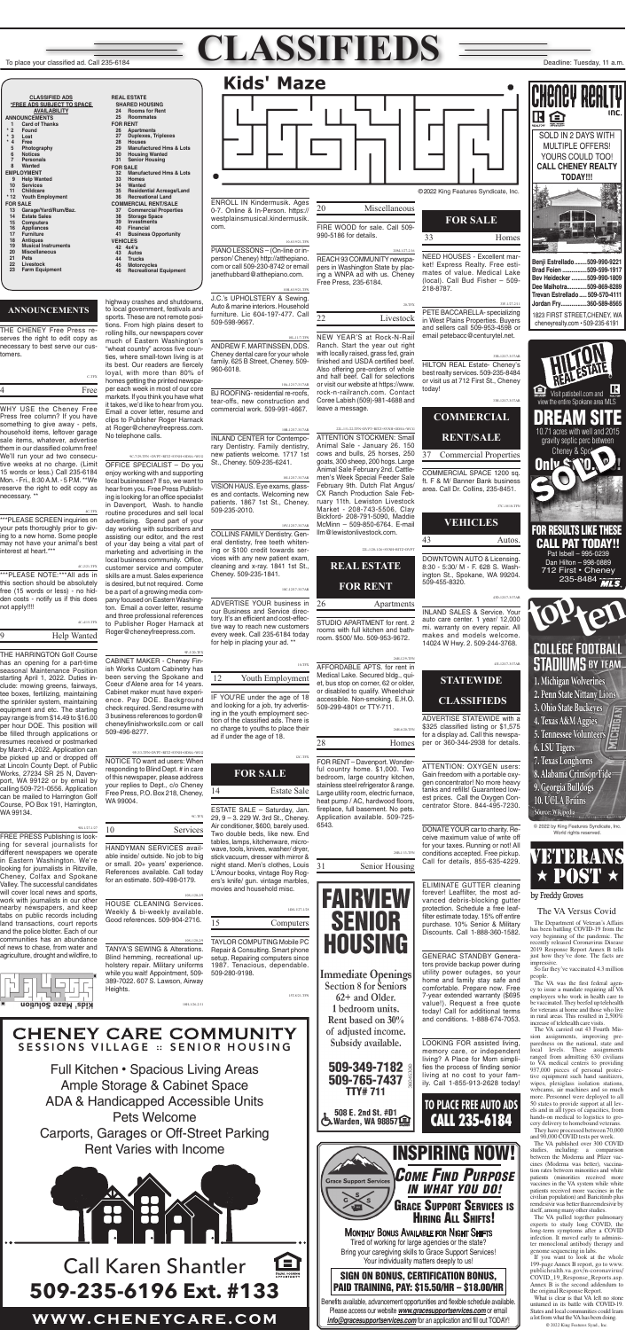# CLASSIFIEDS

To place your classified ad. Call 235-6184

Deadline: Tuesday, 11 a.m.

**CLASSIFIED ADS**
**\*FREE ADS SUBJECT TO SPACE AVAILABILITY**

**ANNOUNCEMENTS**
1 Card of Thanks
\* 2 Found
\* 3 Lost
\* 4 Free
5 Photography
6 Notices
7 Personals
8 Wanted

**EMPLOYMENT**
9 Help Wanted
10 Services
11 Childcare
\* 12 Youth Employment

**FOR SALE**
13 Garage/Yard/Rum/Baz.
14 Estate Sales
15 Computers
16 Appliances
17 Furniture
18 Antiques
19 Musical Instruments
20 Miscellaneous
21 Pets
22 Livestock
23 Farm Equipment

**REAL ESTATE**
**SHARED HOUSING**
24 Rooms for Rent
25 Roommates

**FOR RENT**
26 Apartments
27 Duplexes, Triplexes
28 Houses
29 Manufactured Hms & Lots
30 Housing Wanted
31 Senior Housing

**FOR SALE**
32 Manufactured Hms & Lots
33 Homes
34 Wanted
35 Residential Acreage/Land
36 Recreational Land

**COMMERCIAL RENT/SALE**
37 Commercial Properties
38 Storage Space
39 Investments
40 Financial
41 Business Opportunity

**VEHICLES**
42 4x4's
43 Autos
44 Trucks
45 Motorcycles
46 Recreational Equipment

## ANNOUNCEMENTS

THE CHENEY Free Press reserves the right to edit copy as necessary to best serve our customers.

C-TFN

## 4 Free

WHY USE the Cheney Free Press free column? If you have something to give away - pets, household items, leftover garage sale items, whatever, advertise them in our classified column free! We'll run your ad two consecutive weeks at no charge. (Limit 15 words or less.) Call 235-6184 Mon. - Fri., 8:30 A.M. - 5 P.M. \*\*We reserve the right to edit copy as necessary. \*\*

4C-TFN

\*\*\*PLEASE SCREEN inquiries on your pets thoroughly prior to giving to a new home. Some people may not have your animal's best interest at heart.\*\*\*

4C-2/21-TFN

\*\*\*PLEASE NOTE:\*\*\*All ads in this section should be absolutely free (15 words or less) - no hidden costs - notify us if this does not apply!!!!

4C-4/21-TFN

## 9 Help Wanted

THE HARRINGTON Golf Course has an opening for a part-time seasonal Maintenance Position starting April 1, 2022. Duties include: mowing greens, fairways, tee boxes, fertilizing, maintaining the sprinkler system, maintaining equipment and etc. The starting pay range is from $14.49 to $16.00 per hour DOE. This position will be filled through applications or resumes received or postmarked by March 4, 2022. Application can be picked up and or dropped off at Lincoln County Dept. of Public Works, 27234 SR 25 N, Davenport, WA 99122 or by email by calling 509-721-0556. Application can be mailed to Harrington Golf Course, PO Box 191, Harrington, WA 99134.

9H-1/27-2/17

FREE PRESS Publishing is looking for several journalists for different newspapers we operate in Eastern Washington. We're looking for journalists in Ritzville, Cheney, Colfax and Spokane Valley. The successful candidates will cover local news and sports, work with journalists in our other nearby newspapers, and keep tabs on public records including land transactions, court reports and the police blotter. Each of our communities has an abundance of news to chase, from water and agriculture, drought and wildfire, to highway crashes and shutdowns, to local government, festivals and sports. These are not remote positions. From high plains desert to rolling hills, our newspapers cover much of Eastern Washington's "wheat country" across five counties, where small-town living is at its best. Our readers are fiercely loyal, with more than 80% of homes getting the printed newspaper each week in most of our core markets. If you think you have what it takes, we'd like to hear from you. Email a cover letter, resume and clips to Publisher Roger Harnack at Roger@cheneyfreepress.com. No telephone calls.

9C-7/29-TFN-OVPT-RITZ-SVNH-ODSA-WCG

OFFICE SPECIALIST – Do you enjoy working with and supporting local businesses? If so, we want to hear from you. Free Press Publishing is looking for an office specialist in Davenport, Wash. to handle routine procedures and sell local advertising. Spend part of your day working with subscribers and assisting our editor, and the rest of your day being a vital part of marketing and advertising in the local business community. Office, customer service and computer skills are a must. Sales experience is desired, but not required. Come be a part of a growing media company focused on Eastern Washington. Email a cover letter, resume and three professional references to Publisher Roger Harnack at Roger@cheneyfreepress.com.

9C-8/26-TFN

CABINET MAKER - Cheney Finish Works Custom Cabinetry has been serving the Spokane and Coeur d'Alene area for 14 years. Cabinet maker must have experience. Pay DOE. Background check required. Send resume with 3 business references to gordon@cheneyfinishworksllc.com or call 509-496-8277.

9C-1/13-TFN-OVPT-RITZ-SVNH-ODSA-WCG

NOTICE TO want ad users: When responding to Blind Dept. # in care of this newspaper, please address your replies to Dept., c/o Cheney Free Press, P.O. Box 218, Cheney, WA 99004.

9C-TFN

## 10 Services

HANDYMAN SERVICES available inside/ outside. No job to big or small. 20+ years' experience. References available. Call today for an estimate. 509-498-0179.

10H-1/20-2/9

HOUSE CLEANING Services. Weekly & bi-weekly available. Good references. 509-904-2716.

10H-1/20-2/9

TANYA'S SEWING & Alterations. Blind hemming, recreational upholstery repair. Military uniforms while you wait! Appointment, 509-389-7022. 607 S. Lawson, Airway Heights.

10H-1/20-2/13

ENROLL IN Kindermusik. Ages 0-7. Online & In-Person. https://westplainsmusical.kindermusik.com.

10-8/19-TFN

PIANO LESSONS – (On-line or in-person/ Cheney) http://atthepiano.com or call 509-230-8742 or email janethubbard@atthepiano.com.

10H-8/19-TFN

J.C.'s UPHOLSTERY & Sewing. Auto & marine interiors. Household furniture. Lic 604-197-477. Call 509-598-9667.

10L-1/17-TFN

ANDREW F. MARTINSSEN, DDS. Cheney dental care for your whole family. 625 B Street, Cheney. 509-960-6018.

10C-12/17-TFN-AB

BJ ROOFING- residential re-roofs, tear-offs, new construction and commercial work. 509-991-4667.

10C-12/17-TFN-AB

INLAND CENTER for Contemporary Dentistry. Family dentistry, new patients welcome. 1717 1st St., Cheney. 509-235-6241.

10B-12/17-TFN-AB

VISION HAUS. Eye exams, glasses and contacts. Welcoming new patients. 1867 1st St., Cheney. 509-235-2010.

10C-12/17-TFN-AB

COLLINS FAMILY Dentistry. General dentistry, free teeth whitening or $100 credit towards services with any new patient exam, cleaning and x-ray. 1841 1st St., Cheney. 509-235-1841.

10C-12/17-TFN-AB

ADVERTISE YOUR business in our Business and Service directory. It's an efficient and cost-effective way to reach new customers every week. Call 235-6184 today for help in placing your ad. \*\*

10-TFN

## 12 Youth Employment

IF YOU'RE under the age of 18 and looking for a job, try advertising in the youth employment section of the classified ads. There is no charge to youths to place their ad if under the age of 18.

12C-TFN

## FOR SALE

## 14 Estate Sale

ESTATE SALE – Saturday, Jan. 29, 9 – 3, 229 W. 3rd St., Cheney. Air conditioner, $600, barely used. Two double beds, like new. End tables, lamps, kitchenware, microwave, tools, knives, washer/ dryer, stick vacuum, dresser with mirror & night stand. Men's clothes, Louis L'Amour books, vintage Roy Rogers's knife/ gun. vintage marbles, movies and household misc.

14H-1/27-1/31

## 15 Computers

TAYLOR COMPUTING Mobile PC Repair & Consulting. Smart phone setup. Repairing computers since 1987. Tenacious, dependable. 509-280-9198.

15T-8/21-TFN

## 20 Miscellaneous

FIRE WOOD for sale. Call 509-990-5186 for details.

20H-1/27-2/6

REACH 93 COMMUNITY newspapers in Washington State by placing a WNPA ad with us. Cheney Free Press, 235-6184.

20-TFN

## 22 Livestock

NEW YEAR'S at Rock-N-Rail Ranch. Start the year out right with locally raised, grass fed, grain finished and USDA certified beef. Also offering pre-orders of whole and half beef. Call for selections or visit our website at https://www.rock-n-railranch.com. Contact Coree Labish (509) 981-4688 and leave a message.

22L-1/5-22-TFN-OVPT-RITZ-SVNH-ODSA-WCG

ATTENTION STOCKMEN: Small Animal Sale - January 26. 150 cows and bulls, 25 horses, 250 goats, 300 sheep, 200 hogs. Large Animal Sale February 2nd. Cattlemen's Week Special Feeder Sale February 9th. Dutch Flat Angus/ CX Ranch Production Sale February 11th. Lewiston Livestock Market - 208-743-5506, Clay Bickford- 208-791-5090, Maddie McMinn – 509-850-6764. E-mail llm@lewistonlivestock.com.

22L-1/20-1/26-SVNH-RITZ-OVPT

## REAL ESTATE

## FOR RENT

## 26 Apartments

STUDIO APARTMENT for rent. 2 rooms with full kitchen and bathroom. $500/ Mo. 509-953-9672.

26H-1/13-TFN

AFFORDABLE APTS. for rent in Medical Lake. Secured bldg., quiet, bus stop on corner, 62 or older, or disabled to qualify. Wheelchair accessible. Non-smoking. E.H.O. 509-299-4801 or TTY-711.

26H-6/20-TFN

## 28 Homes

FOR RENT – Davenport. Wonderful country home. $1,000. Two bedroom, large country kitchen, stainless steel refrigerator & range. Large utility room, electric furnace, heat pump / AC, hardwood floors, fireplace, full basement. No pets. Application available. 509-725-6543.

28D-1/13-TFN

## 31 Senior Housing

**FAIRVIEW SENIOR HOUSING**

Immediate Openings
Section 8 for Seniors 62+ and Older.
1 bedroom units.
Rent based on 30% of adjusted income.
Subsidy available.

509-349-7182
509-765-7437
TTY# 711

508 E. 2nd St. #D1
Warden, WA 98857

## FOR SALE

## 33 Homes

NEED HOUSES - Excellent market! Express Realty. Free estimates of value. Medical Lake (local). Call Bud Fisher – 509-218-8787.

33C-1/27-2/11

PETE BACCARELLA- specializing in West Plains Properties. Buyers and sellers call 509-953-4598 or email petebacc@centurytel.net.

33B-12/17-TFN-AB

HILTON REAL Estate- Cheney's best realty services. 509-235-8484 or visit us at 712 First St., Cheney today!

33B-12/17-TFN-AB

## COMMERCIAL RENT/SALE

## 37 Commercial Properties

COMMERCIAL SPACE 1200 sq. ft. F & M/ Banner Bank business area. Call Dr. Collins, 235-8451.

37C-10/18-TFN

## VEHICLES

## 43 Autos.

DOWNTOWN AUTO & Licensing. 8:30 - 5:30/ M - F. 628 S. Washington St., Spokane, WA 99204. 509-455-8320.

43D-12/17-TFN-AB

INLAND SALES & Service. Your auto care center. 1 year/ 12,000 mi. warranty on every repair. All makes and models welcome. 14024 W Hwy. 2. 509-244-3768.

43I-12/17-TFN-AB

## STATEWIDE CLASSIFIEDS

ADVERTISE STATEWIDE with a $325 classified listing or $1,575 for a display ad. Call this newspaper or 360-344-2938 for details.

ATTENTION: OXYGEN users: Gain freedom with a portable oxygen concentrator! No more heavy tanks and refills! Guaranteed lowest prices. Call the Oxygen Concentrator Store. 844-495-7230.

DONATE YOUR car to charity. Receive maximum value of write off for your taxes. Running or not! All conditions accepted. Free pickup. Call for details, 855-635-4229.

ELIMINATE GUTTER cleaning forever! LeafFilter, the most advanced debris-blocking gutter protection. Schedule a free leaffilter estimate today. 15% off entire purchase. 10% Senior & Military Discounts. Call 1-888-360-1582.

GENERAC STANDBY Generators provide backup power during utility power outages, so your home and family stay safe and comfortable. Prepare now. Free 7-year extended warranty ($695 value!). Request a free quote today! Call for additional terms and conditions. 1-888-674-7053.

LOOKING FOR assisted living, memory care, or independent living? A Place for Mom simplifies the process of finding senior living at no cost to your family. Call 1-855-913-2628 today!

**TO PLACE FREE AUTO ADS CALL 235-6184**

## Kids' Maze

©2022 King Features Syndicate, Inc.

Kids' Maze Solution

**CHENEY REALTY INC.**

SOLD IN 2 DAYS WITH MULTIPLE OFFERS! YOURS COULD TOO! CALL CHENEY REALTY TODAY!!!

Benji Estrellado........509-990-9221
Brad Folen..............509-599-1917
Bev Heidecker..........509-990-1809
Dee Malhotra...........509-869-8289
Trevan Estrellado......509-570-4111
Jordan Fry...............360-589-8565

1823 FIRST STREET, CHENEY, WA
cheneyrealty.com • 509-235-6191

**HILTON REAL ESTATE**

Visit patsbell.com and view the entire Spokane area MLS

**DREAM SITE**

10.71 acres with well and 2015 gravity septic pre between Cheney & Spokane

Only $150,000! SOLD

**FOR RESULTS LIKE THESE CALL PAT TODAY!!**

Pat Isbell – 995-0239
Dan Hilton – 998-0889
712 First • Cheney
235-8484

**top ten**

**COLLEGE FOOTBALL STADIUMS BY TEAM**

1. Michigan Wolverines
2. Penn State Nittany Lions
3. Ohio State Buckeyes
4. Texas A&M Aggies
5. Tennessee Volunteers
6. LSU Tigers
7. Texas Longhorns
8. Alabama Crimson Tide
9. Georgia Bulldogs
10. UCLA Bruins

Source: Wikipedia

© 2022 by King Features Syndicate, Inc. World rights reserved.

**VETERANS ★ POST ★**

by Freddy Groves

### The VA Versus Covid

The Department of Veteran's Affairs has been battling COVID-19 from the very beginning of the pandemic. The recently released Coronavirus Disease 2019 Response Report Annex B tells just how they've done: The facts are impressive.

So far they've vaccinated 4.3 million people.

The VA was the first federal agency to issue a mandate requiring all VA employees who work in health care to be vaccinated. They beefed up telehealth for veterans at home and those who live in rural areas. This resulted in 2,500% increase of telehealth care visits.

The VA carried out 43 Fourth Mission assignments, improving preparedness on the national, state and local levels. Those assignments ranged from admitting 630 civilians to VA medical centers to providing 937,000 pieces of personal protective equipment such hand sanitizers, wipes, plexiglass isolation stations, webcams, air machines and so much more. Personnel were deployed to all 50 states to provide support at all levels and in all types of capacities, from hands-on medical to logistics to grocery delivery to homebound veterans.

They have processed between 70,000 and 90,000 COVID tests per week.

The VA published over 100 COVID studies, including a comparison between the Moderna and Pfizer vaccines (Moderna was better), vaccination rates between minorities and white patients (minorities received more vaccines in the VA system while white patients received more vaccines in the civilian population) and Baricitinib plus remdesivir was better than remdesivir by itself, among many other studies.

The VA pulled together pulmonary experts to study long COVID, the long-term symptoms after a COVID infection. It moved early to administer monoclonal antibody therapy and genome sequencing in labs.

If you want to look at the whole 199-page Annex B report, go to www.publichealth.va.gov/n-coronavirus/COVID_19_Response_Reports.asp. Annex B is the second addendum to the original Response Report.

What is clear is that VA left no stone unturned in its battle with COVID-19. States and local communities could learn a lot from what the VA has been doing.

© 2022 King Features Synd., Inc.

**CHENEY CARE COMMUNITY**
SESSIONS VILLAGE :: SENIOR HOUSING

Full Kitchen • Spacious Living Areas
Ample Storage & Cabinet Space
ADA & Handicapped Accessible Units
Pets Welcome
Carports, Garages or Off-Street Parking
Rent Varies with Income

Call Karen Shantler
509-235-6196 Ext. #133

WWW.CHENEYCARE.COM

**INSPIRING NOW!**

*COME FIND PURPOSE IN WHAT YOU DO!*

**GRACE SUPPORT SERVICES IS HIRING ALL SHIFTS!**

Grace Support Services

**MONTHLY BONUS AVAILABLE FOR NIGHT SHIFTS**

Tired of working for large agencies or the state?
Bring your caregiving skills to Grace Support Services!
Your individuality matters deeply to us!

**SIGN ON BONUS, CERTIFICATION BONUS, PAID TRAINING, PAY: $15.50/HR – $18.00/HR**

Benefits available, advancement opportunities and flexible schedule available.
Please access our website **www.gracesupportservices.com** or email **info@gracesupportservices.com** for an application and fill out TODAY!